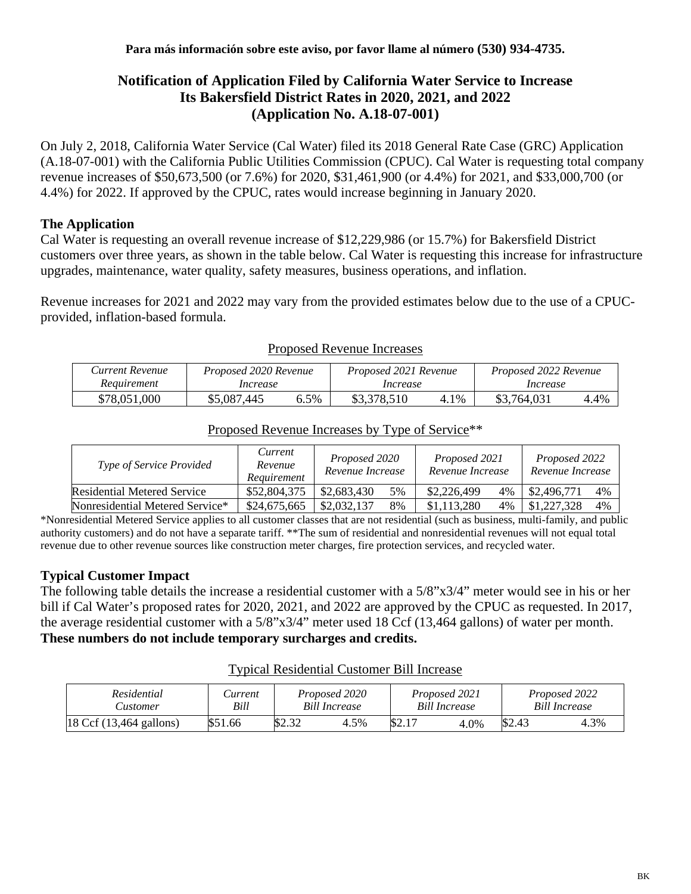**Para más información sobre este aviso, por favor llame al número (530) 934-4735.**

# Notification of Application Filed by California Water Service to Increase Its Bakersfield District Rates in 2020, 2021, and 2022 (Application No. A.18-07-001)

On July 2, 2018, California Water Service (Cal Water) filed its 2018 General Rate Case (GRC) Application (A.18-07-001) with the California Public Utilities Commission (CPUC). Cal Water is requesting total company revenue increases of $50,673,500 (or 7.6%) for 2020, $31,461,900 (or 4.4%) for 2021, and $33,000,700 (or 4.4%) for 2022. If approved by the CPUC, rates would increase beginning in January 2020.

## The Application

Cal Water is requesting an overall revenue increase of $12,229,986 (or 15.7%) for Bakersfield District customers over three years, as shown in the table below. Cal Water is requesting this increase for infrastructure upgrades, maintenance, water quality, safety measures, business operations, and inflation.

Revenue increases for 2021 and 2022 may vary from the provided estimates below due to the use of a CPUC-provided, inflation-based formula.

Proposed Revenue Increases

| *Current Revenue Requirement* | *Proposed 2020 Revenue Increase* | | *Proposed 2021 Revenue Increase* | | *Proposed 2022 Revenue Increase* | |
|---|---|---|---|---|---|---|
| $78,051,000 | $5,087,445 | 6.5% | $3,378,510 | 4.1% | $3,764,031 | 4.4% |

Proposed Revenue Increases by Type of Service**

| *Type of Service Provided* | *Current Revenue Requirement* | *Proposed 2020 Revenue Increase* | | *Proposed 2021 Revenue Increase* | | *Proposed 2022 Revenue Increase* | |
|---|---|---|---|---|---|---|---|
| Residential Metered Service | $52,804,375 | $2,683,430 | 5% | $2,226,499 | 4% | $2,496,771 | 4% |
| Nonresidential Metered Service* | $24,675,665 | $2,032,137 | 8% | $1,113,280 | 4% | $1,227,328 | 4% |

*Nonresidential Metered Service applies to all customer classes that are not residential (such as business, multi-family, and public authority customers) and do not have a separate tariff. **The sum of residential and nonresidential revenues will not equal total revenue due to other revenue sources like construction meter charges, fire protection services, and recycled water.

## Typical Customer Impact

The following table details the increase a residential customer with a 5/8"x3/4" meter would see in his or her bill if Cal Water's proposed rates for 2020, 2021, and 2022 are approved by the CPUC as requested. In 2017, the average residential customer with a 5/8"x3/4" meter used 18 Ccf (13,464 gallons) of water per month. **These numbers do not include temporary surcharges and credits.**

Typical Residential Customer Bill Increase

| *Residential Customer* | *Current Bill* | *Proposed 2020 Bill Increase* | | *Proposed 2021 Bill Increase* | | *Proposed 2022 Bill Increase* | |
|---|---|---|---|---|---|---|---|
| 18 Ccf (13,464 gallons) | $51.66 | $2.32 | 4.5% | $2.17 | 4.0% | $2.43 | 4.3% |

BK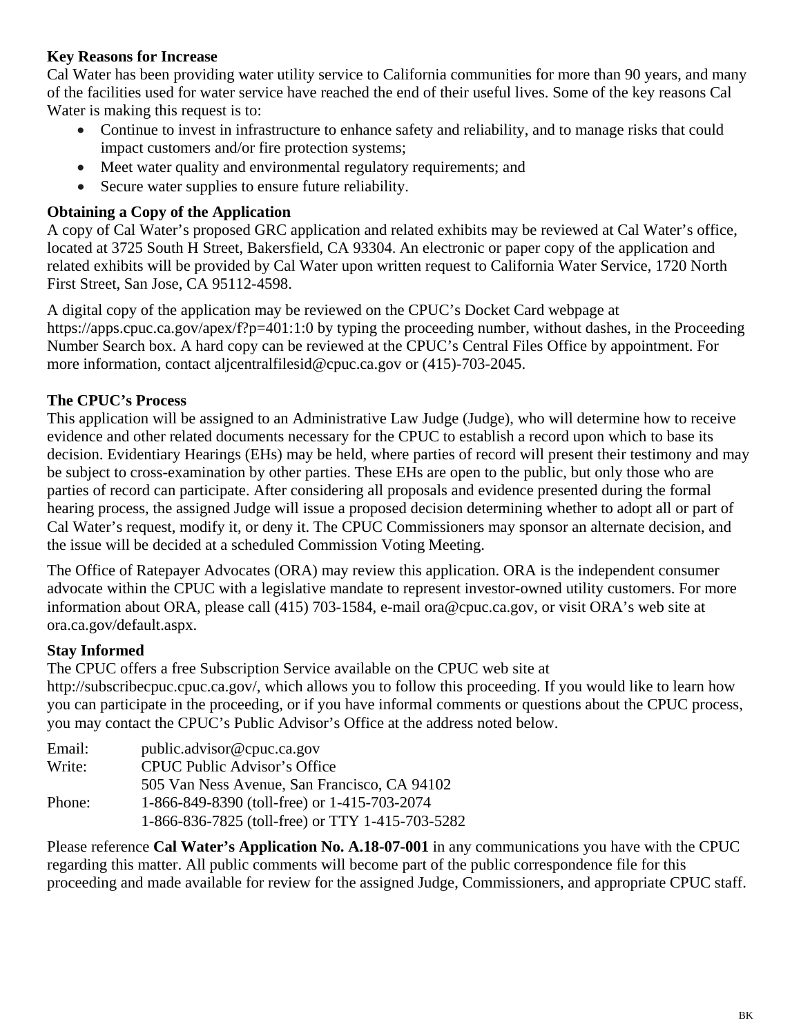**Key Reasons for Increase**

Cal Water has been providing water utility service to California communities for more than 90 years, and many of the facilities used for water service have reached the end of their useful lives. Some of the key reasons Cal Water is making this request is to:

- Continue to invest in infrastructure to enhance safety and reliability, and to manage risks that could impact customers and/or fire protection systems;
- Meet water quality and environmental regulatory requirements; and
- Secure water supplies to ensure future reliability.

**Obtaining a Copy of the Application**

A copy of Cal Water's proposed GRC application and related exhibits may be reviewed at Cal Water's office, located at 3725 South H Street, Bakersfield, CA 93304. An electronic or paper copy of the application and related exhibits will be provided by Cal Water upon written request to California Water Service, 1720 North First Street, San Jose, CA 95112-4598.

A digital copy of the application may be reviewed on the CPUC's Docket Card webpage at https://apps.cpuc.ca.gov/apex/f?p=401:1:0 by typing the proceeding number, without dashes, in the Proceeding Number Search box. A hard copy can be reviewed at the CPUC's Central Files Office by appointment. For more information, contact aljcentralfilesid@cpuc.ca.gov or (415)-703-2045.

**The CPUC's Process**

This application will be assigned to an Administrative Law Judge (Judge), who will determine how to receive evidence and other related documents necessary for the CPUC to establish a record upon which to base its decision. Evidentiary Hearings (EHs) may be held, where parties of record will present their testimony and may be subject to cross-examination by other parties. These EHs are open to the public, but only those who are parties of record can participate. After considering all proposals and evidence presented during the formal hearing process, the assigned Judge will issue a proposed decision determining whether to adopt all or part of Cal Water's request, modify it, or deny it. The CPUC Commissioners may sponsor an alternate decision, and the issue will be decided at a scheduled Commission Voting Meeting.

The Office of Ratepayer Advocates (ORA) may review this application. ORA is the independent consumer advocate within the CPUC with a legislative mandate to represent investor-owned utility customers. For more information about ORA, please call (415) 703-1584, e-mail ora@cpuc.ca.gov, or visit ORA's web site at ora.ca.gov/default.aspx.

**Stay Informed**

The CPUC offers a free Subscription Service available on the CPUC web site at http://subscribecpuc.cpuc.ca.gov/, which allows you to follow this proceeding. If you would like to learn how you can participate in the proceeding, or if you have informal comments or questions about the CPUC process, you may contact the CPUC's Public Advisor's Office at the address noted below.

| | |
|---|---|
| Email: | public.advisor@cpuc.ca.gov |
| Write: | CPUC Public Advisor's Office |
| | 505 Van Ness Avenue, San Francisco, CA 94102 |
| Phone: | 1-866-849-8390 (toll-free) or 1-415-703-2074 |
| | 1-866-836-7825 (toll-free) or TTY 1-415-703-5282 |

Please reference **Cal Water's Application No. A.18-07-001** in any communications you have with the CPUC regarding this matter. All public comments will become part of the public correspondence file for this proceeding and made available for review for the assigned Judge, Commissioners, and appropriate CPUC staff.

BK